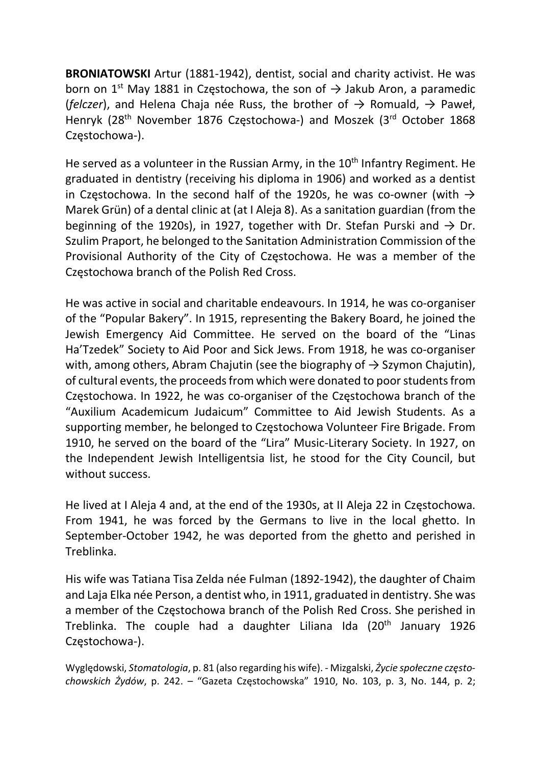**BRONIATOWSKI** Artur (1881-1942), dentist, social and charity activist. He was born on 1st May 1881 in Częstochowa, the son of → Jakub Aron, a paramedic (*felczer*), and Helena Chaja née Russ, the brother of → Romuald, → Paweł, Henryk (28th November 1876 Częstochowa-) and Moszek (3rd October 1868 Częstochowa-).

He served as a volunteer in the Russian Army, in the 10th Infantry Regiment. He graduated in dentistry (receiving his diploma in 1906) and worked as a dentist in Częstochowa. In the second half of the 1920s, he was co-owner (with → Marek Grün) of a dental clinic at (at I Aleja 8). As a sanitation guardian (from the beginning of the 1920s), in 1927, together with Dr. Stefan Purski and → Dr. Szulim Praport, he belonged to the Sanitation Administration Commission of the Provisional Authority of the City of Częstochowa. He was a member of the Częstochowa branch of the Polish Red Cross.

He was active in social and charitable endeavours. In 1914, he was co-organiser of the "Popular Bakery". In 1915, representing the Bakery Board, he joined the Jewish Emergency Aid Committee. He served on the board of the "Linas Ha'Tzedek" Society to Aid Poor and Sick Jews. From 1918, he was co-organiser with, among others, Abram Chajutin (see the biography of → Szymon Chajutin), of cultural events, the proceeds from which were donated to poor students from Częstochowa. In 1922, he was co-organiser of the Częstochowa branch of the "Auxilium Academicum Judaicum" Committee to Aid Jewish Students. As a supporting member, he belonged to Częstochowa Volunteer Fire Brigade. From 1910, he served on the board of the "Lira" Music-Literary Society. In 1927, on the Independent Jewish Intelligentsia list, he stood for the City Council, but without success.

He lived at I Aleja 4 and, at the end of the 1930s, at II Aleja 22 in Częstochowa. From 1941, he was forced by the Germans to live in the local ghetto. In September-October 1942, he was deported from the ghetto and perished in Treblinka.

His wife was Tatiana Tisa Zelda née Fulman (1892-1942), the daughter of Chaim and Laja Elka née Person, a dentist who, in 1911, graduated in dentistry. She was a member of the Częstochowa branch of the Polish Red Cross. She perished in Treblinka. The couple had a daughter Liliana Ida (20th January 1926 Częstochowa-).

Wyględowski, *Stomatologia*, p. 81 (also regarding his wife). - Mizgalski, *Życie społeczne często-chowskich Żydów*, p. 242. – "Gazeta Częstochowska" 1910, No. 103, p. 3, No. 144, p. 2;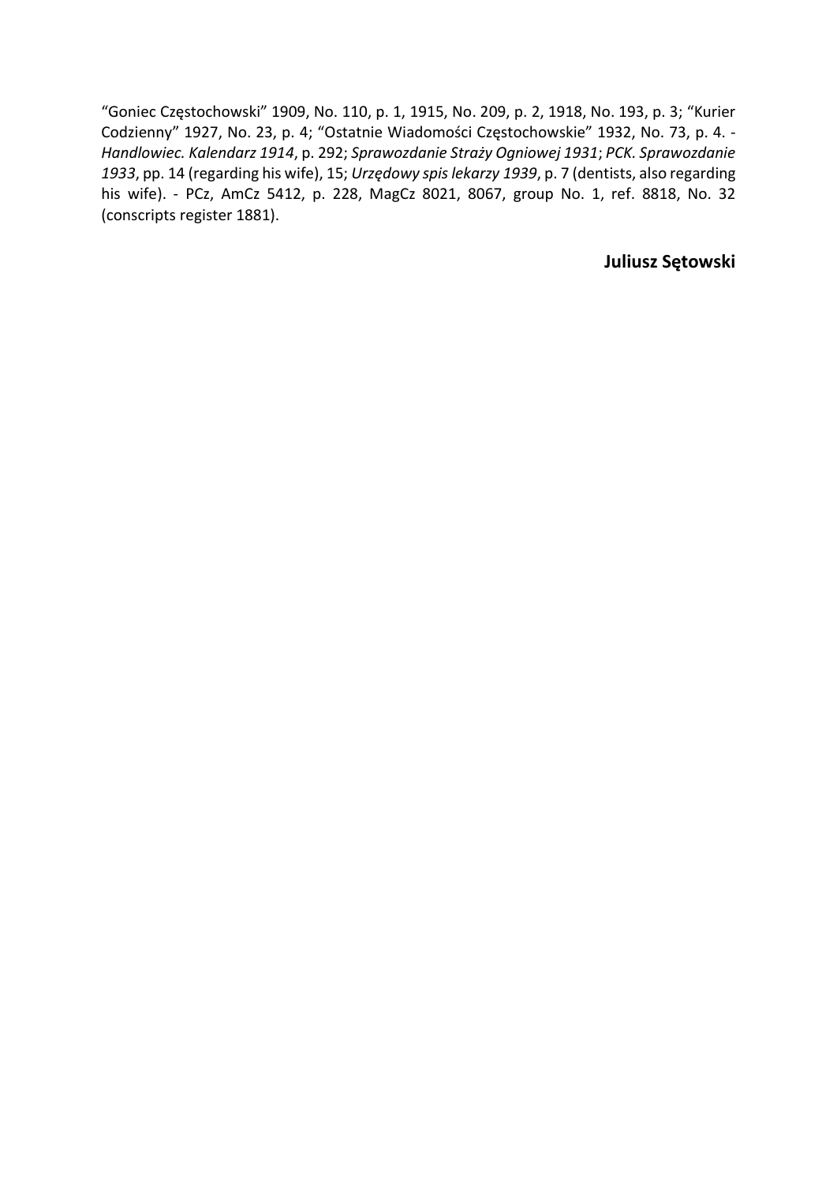“Goniec Częstochowski” 1909, No. 110, p. 1, 1915, No. 209, p. 2, 1918, No. 193, p. 3; “Kurier Codzienny” 1927, No. 23, p. 4; “Ostatnie Wiadomości Częstochowskie” 1932, No. 73, p. 4. - *Handlowiec. Kalendarz 1914*, p. 292; *Sprawozdanie Straży Ogniowej 1931*; *PCK. Sprawozdanie 1933*, pp. 14 (regarding his wife), 15; *Urzędowy spis lekarzy 1939*, p. 7 (dentists, also regarding his wife). - PCz, AmCz 5412, p. 228, MagCz 8021, 8067, group No. 1, ref. 8818, No. 32 (conscripts register 1881).

**Juliusz Sętowski**